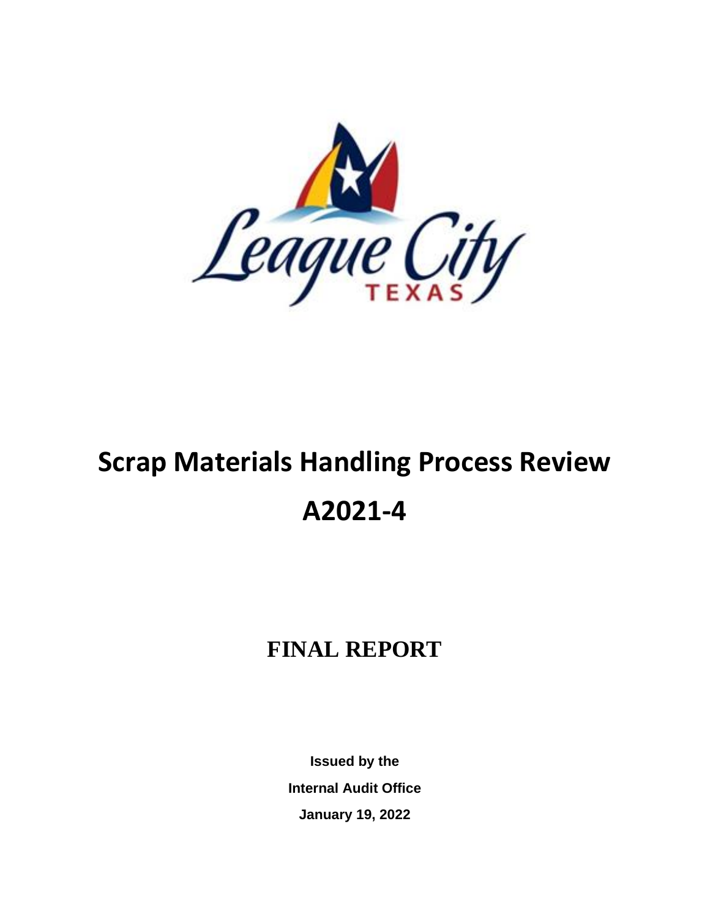# Scrap Materials Handling Process Review

# A2021-4

## FINAL REPORT

**Issued by the**

**Internal Audit Office**

**January 19, 2022**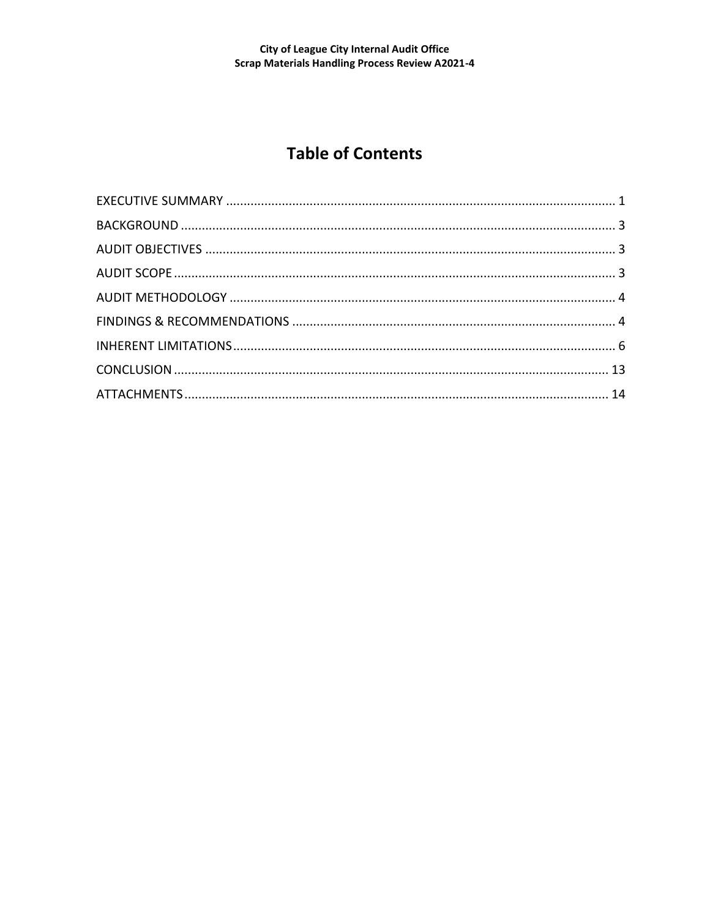# Table of Contents

EXECUTIVE SUMMARY ............................................................................................................ 1
BACKGROUND ......................................................................................................................... 3
AUDIT OBJECTIVES ................................................................................................................ 3
AUDIT SCOPE .......................................................................................................................... 3
AUDIT METHODOLOGY ......................................................................................................... 4
FINDINGS & RECOMMENDATIONS ......................................................................................... 4
INHERENT LIMITATIONS ........................................................................................................ 6
CONCLUSION ........................................................................................................................ 13
ATTACHMENTS ...................................................................................................................... 14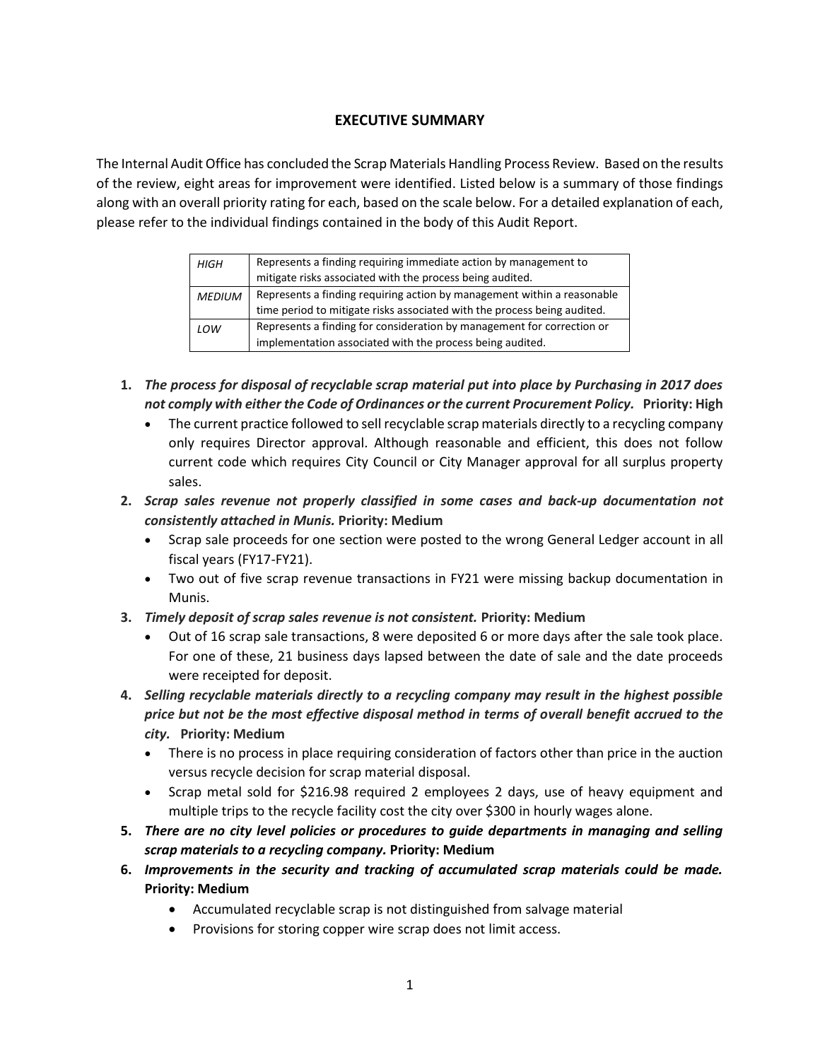## EXECUTIVE SUMMARY

The Internal Audit Office has concluded the Scrap Materials Handling Process Review. Based on the results of the review, eight areas for improvement were identified. Listed below is a summary of those findings along with an overall priority rating for each, based on the scale below. For a detailed explanation of each, please refer to the individual findings contained in the body of this Audit Report.

| | |
|---|---|
| *HIGH* | Represents a finding requiring immediate action by management to mitigate risks associated with the process being audited. |
| *MEDIUM* | Represents a finding requiring action by management within a reasonable time period to mitigate risks associated with the process being audited. |
| *LOW* | Represents a finding for consideration by management for correction or implementation associated with the process being audited. |

1. ***The process for disposal of recyclable scrap material put into place by Purchasing in 2017 does not comply with either the Code of Ordinances or the current Procurement Policy.*** **Priority: High**
   - The current practice followed to sell recyclable scrap materials directly to a recycling company only requires Director approval. Although reasonable and efficient, this does not follow current code which requires City Council or City Manager approval for all surplus property sales.
2. ***Scrap sales revenue not properly classified in some cases and back-up documentation not consistently attached in Munis.*** **Priority: Medium**
   - Scrap sale proceeds for one section were posted to the wrong General Ledger account in all fiscal years (FY17-FY21).
   - Two out of five scrap revenue transactions in FY21 were missing backup documentation in Munis.
3. ***Timely deposit of scrap sales revenue is not consistent.*** **Priority: Medium**
   - Out of 16 scrap sale transactions, 8 were deposited 6 or more days after the sale took place. For one of these, 21 business days lapsed between the date of sale and the date proceeds were receipted for deposit.
4. ***Selling recyclable materials directly to a recycling company may result in the highest possible price but not be the most effective disposal method in terms of overall benefit accrued to the city.*** **Priority: Medium**
   - There is no process in place requiring consideration of factors other than price in the auction versus recycle decision for scrap material disposal.
   - Scrap metal sold for $216.98 required 2 employees 2 days, use of heavy equipment and multiple trips to the recycle facility cost the city over $300 in hourly wages alone.
5. ***There are no city level policies or procedures to guide departments in managing and selling scrap materials to a recycling company.*** **Priority: Medium**
6. ***Improvements in the security and tracking of accumulated scrap materials could be made.*** **Priority: Medium**
   - Accumulated recyclable scrap is not distinguished from salvage material
   - Provisions for storing copper wire scrap does not limit access.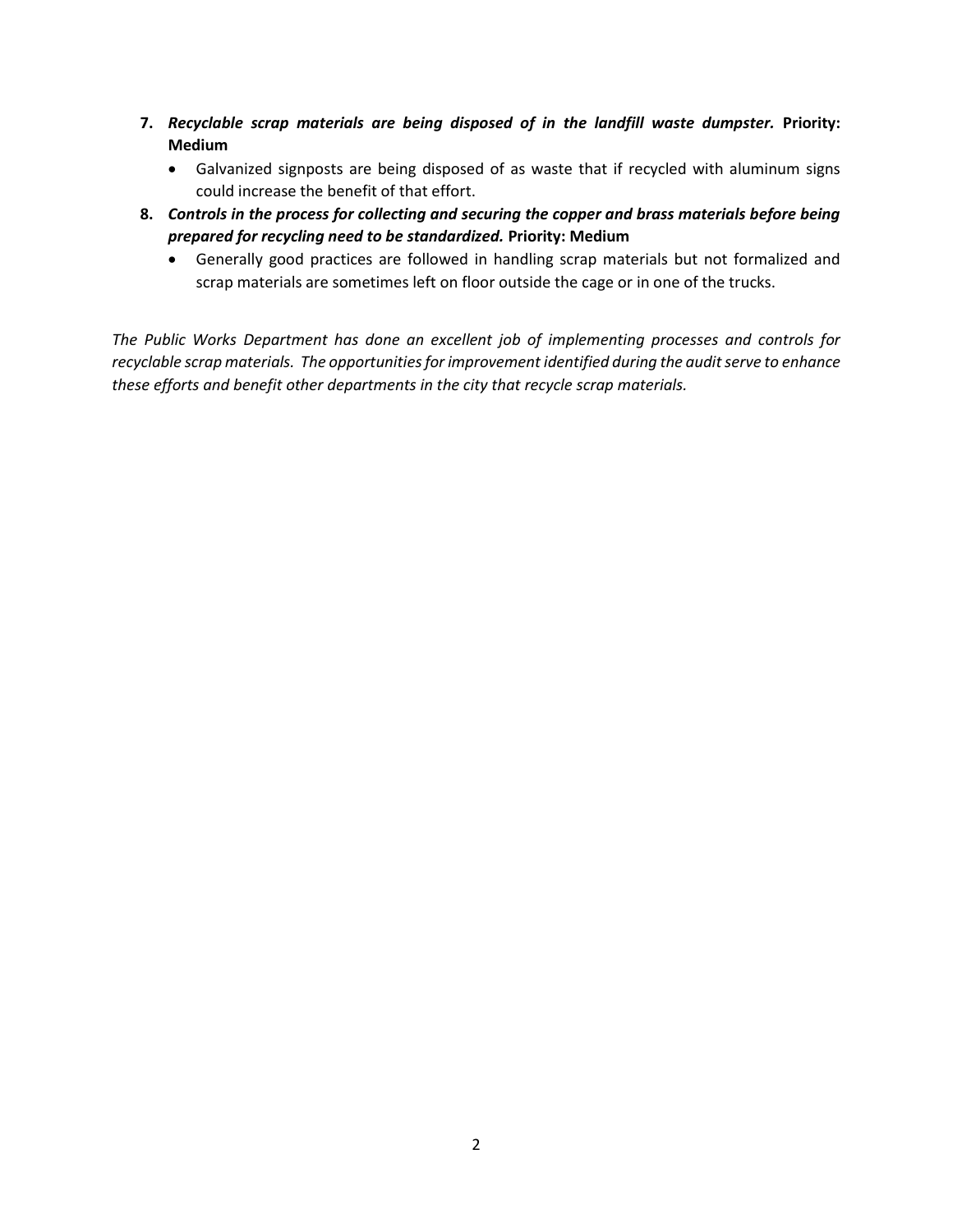7. ***Recyclable scrap materials are being disposed of in the landfill waste dumpster.* Priority: Medium**
   - Galvanized signposts are being disposed of as waste that if recycled with aluminum signs could increase the benefit of that effort.
8. ***Controls in the process for collecting and securing the copper and brass materials before being prepared for recycling need to be standardized.* Priority: Medium**
   - Generally good practices are followed in handling scrap materials but not formalized and scrap materials are sometimes left on floor outside the cage or in one of the trucks.

*The Public Works Department has done an excellent job of implementing processes and controls for recyclable scrap materials. The opportunities for improvement identified during the audit serve to enhance these efforts and benefit other departments in the city that recycle scrap materials.*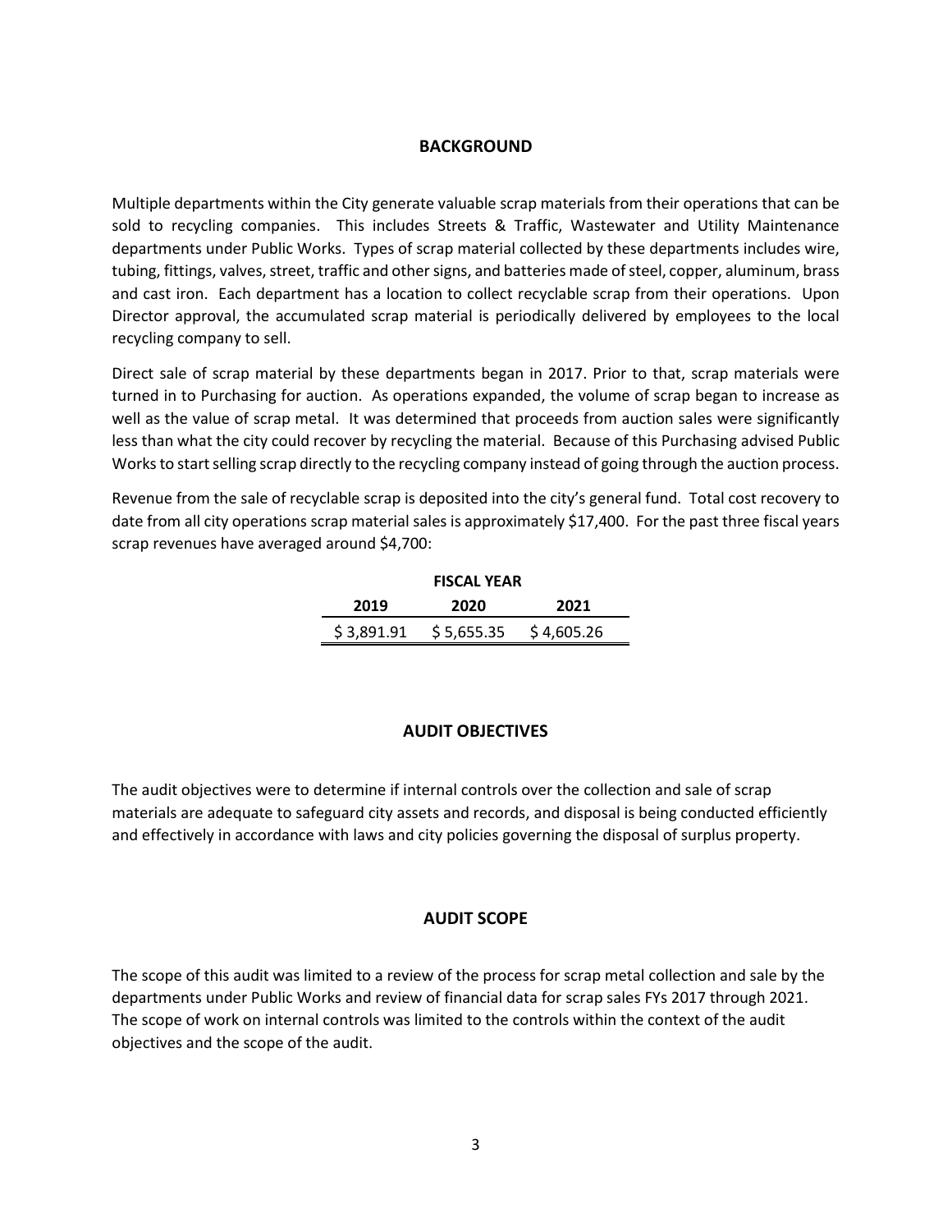## BACKGROUND

Multiple departments within the City generate valuable scrap materials from their operations that can be sold to recycling companies. This includes Streets & Traffic, Wastewater and Utility Maintenance departments under Public Works. Types of scrap material collected by these departments includes wire, tubing, fittings, valves, street, traffic and other signs, and batteries made of steel, copper, aluminum, brass and cast iron. Each department has a location to collect recyclable scrap from their operations. Upon Director approval, the accumulated scrap material is periodically delivered by employees to the local recycling company to sell.

Direct sale of scrap material by these departments began in 2017. Prior to that, scrap materials were turned in to Purchasing for auction. As operations expanded, the volume of scrap began to increase as well as the value of scrap metal. It was determined that proceeds from auction sales were significantly less than what the city could recover by recycling the material. Because of this Purchasing advised Public Works to start selling scrap directly to the recycling company instead of going through the auction process.

Revenue from the sale of recyclable scrap is deposited into the city's general fund. Total cost recovery to date from all city operations scrap material sales is approximately $17,400. For the past three fiscal years scrap revenues have averaged around $4,700:

| **FISCAL YEAR** | | |
|---|---|---|
| **2019** | **2020** | **2021** |
| $ 3,891.91 | $ 5,655.35 | $ 4,605.26 |

## AUDIT OBJECTIVES

The audit objectives were to determine if internal controls over the collection and sale of scrap materials are adequate to safeguard city assets and records, and disposal is being conducted efficiently and effectively in accordance with laws and city policies governing the disposal of surplus property.

## AUDIT SCOPE

The scope of this audit was limited to a review of the process for scrap metal collection and sale by the departments under Public Works and review of financial data for scrap sales FYs 2017 through 2021. The scope of work on internal controls was limited to the controls within the context of the audit objectives and the scope of the audit.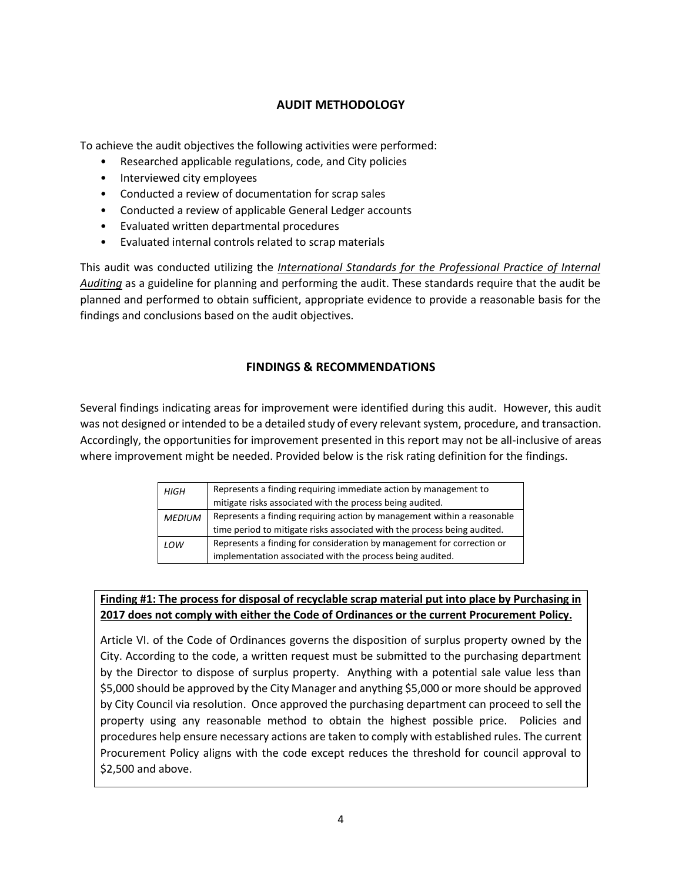## AUDIT METHODOLOGY

To achieve the audit objectives the following activities were performed:

- Researched applicable regulations, code, and City policies
- Interviewed city employees
- Conducted a review of documentation for scrap sales
- Conducted a review of applicable General Ledger accounts
- Evaluated written departmental procedures
- Evaluated internal controls related to scrap materials

This audit was conducted utilizing the ***International Standards for the Professional Practice of Internal Auditing*** as a guideline for planning and performing the audit. These standards require that the audit be planned and performed to obtain sufficient, appropriate evidence to provide a reasonable basis for the findings and conclusions based on the audit objectives.

## FINDINGS & RECOMMENDATIONS

Several findings indicating areas for improvement were identified during this audit. However, this audit was not designed or intended to be a detailed study of every relevant system, procedure, and transaction. Accordingly, the opportunities for improvement presented in this report may not be all-inclusive of areas where improvement might be needed. Provided below is the risk rating definition for the findings.

| | |
|---|---|
| *HIGH* | Represents a finding requiring immediate action by management to mitigate risks associated with the process being audited. |
| *MEDIUM* | Represents a finding requiring action by management within a reasonable time period to mitigate risks associated with the process being audited. |
| *LOW* | Represents a finding for consideration by management for correction or implementation associated with the process being audited. |

**Finding #1: The process for disposal of recyclable scrap material put into place by Purchasing in 2017 does not comply with either the Code of Ordinances or the current Procurement Policy.**

Article VI. of the Code of Ordinances governs the disposition of surplus property owned by the City. According to the code, a written request must be submitted to the purchasing department by the Director to dispose of surplus property. Anything with a potential sale value less than $5,000 should be approved by the City Manager and anything $5,000 or more should be approved by City Council via resolution. Once approved the purchasing department can proceed to sell the property using any reasonable method to obtain the highest possible price. Policies and procedures help ensure necessary actions are taken to comply with established rules. The current Procurement Policy aligns with the code except reduces the threshold for council approval to $2,500 and above.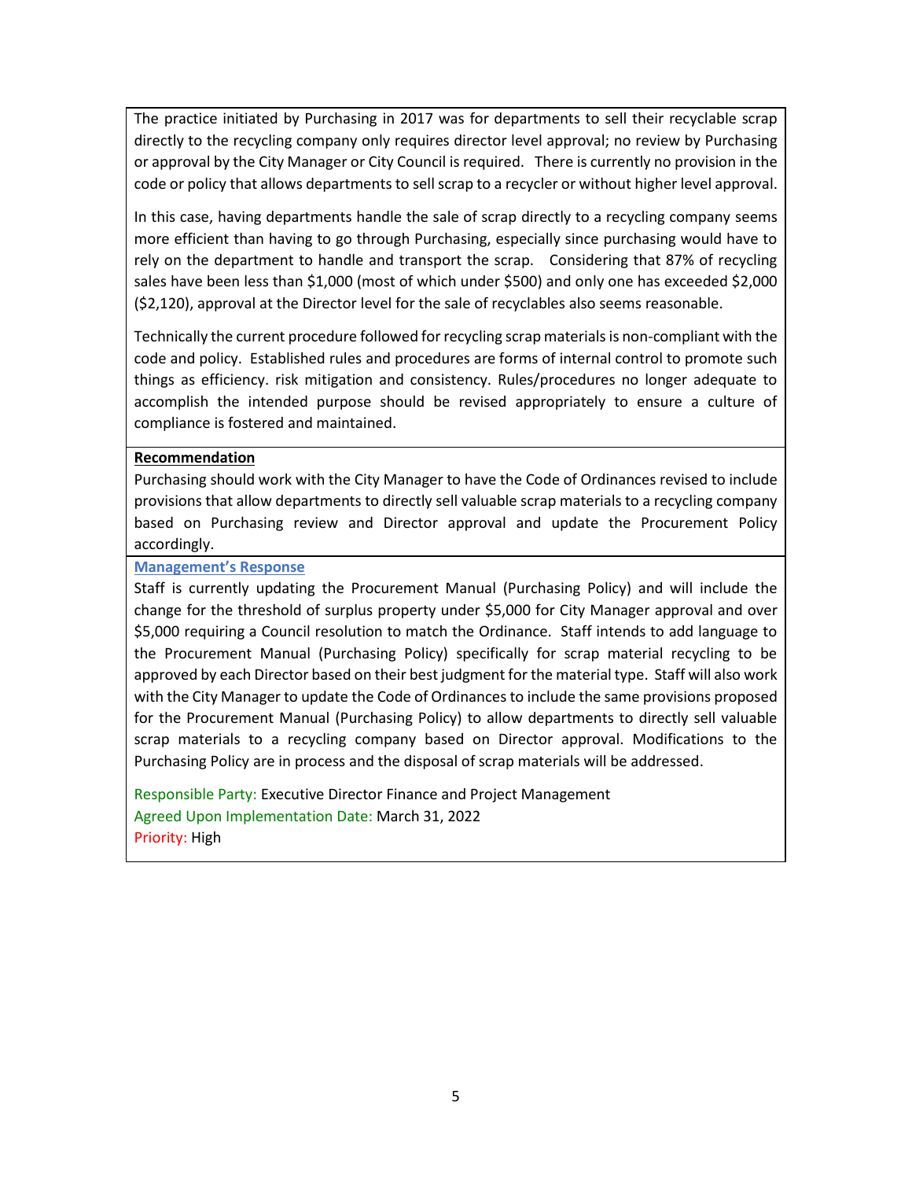The practice initiated by Purchasing in 2017 was for departments to sell their recyclable scrap directly to the recycling company only requires director level approval; no review by Purchasing or approval by the City Manager or City Council is required. There is currently no provision in the code or policy that allows departments to sell scrap to a recycler or without higher level approval.

In this case, having departments handle the sale of scrap directly to a recycling company seems more efficient than having to go through Purchasing, especially since purchasing would have to rely on the department to handle and transport the scrap. Considering that 87% of recycling sales have been less than $1,000 (most of which under $500) and only one has exceeded $2,000 ($2,120), approval at the Director level for the sale of recyclables also seems reasonable.

Technically the current procedure followed for recycling scrap materials is non-compliant with the code and policy. Established rules and procedures are forms of internal control to promote such things as efficiency. risk mitigation and consistency. Rules/procedures no longer adequate to accomplish the intended purpose should be revised appropriately to ensure a culture of compliance is fostered and maintained.

**Recommendation**

Purchasing should work with the City Manager to have the Code of Ordinances revised to include provisions that allow departments to directly sell valuable scrap materials to a recycling company based on Purchasing review and Director approval and update the Procurement Policy accordingly.

**Management's Response**

Staff is currently updating the Procurement Manual (Purchasing Policy) and will include the change for the threshold of surplus property under $5,000 for City Manager approval and over $5,000 requiring a Council resolution to match the Ordinance. Staff intends to add language to the Procurement Manual (Purchasing Policy) specifically for scrap material recycling to be approved by each Director based on their best judgment for the material type. Staff will also work with the City Manager to update the Code of Ordinances to include the same provisions proposed for the Procurement Manual (Purchasing Policy) to allow departments to directly sell valuable scrap materials to a recycling company based on Director approval. Modifications to the Purchasing Policy are in process and the disposal of scrap materials will be addressed.

Responsible Party: Executive Director Finance and Project Management
Agreed Upon Implementation Date: March 31, 2022
Priority: High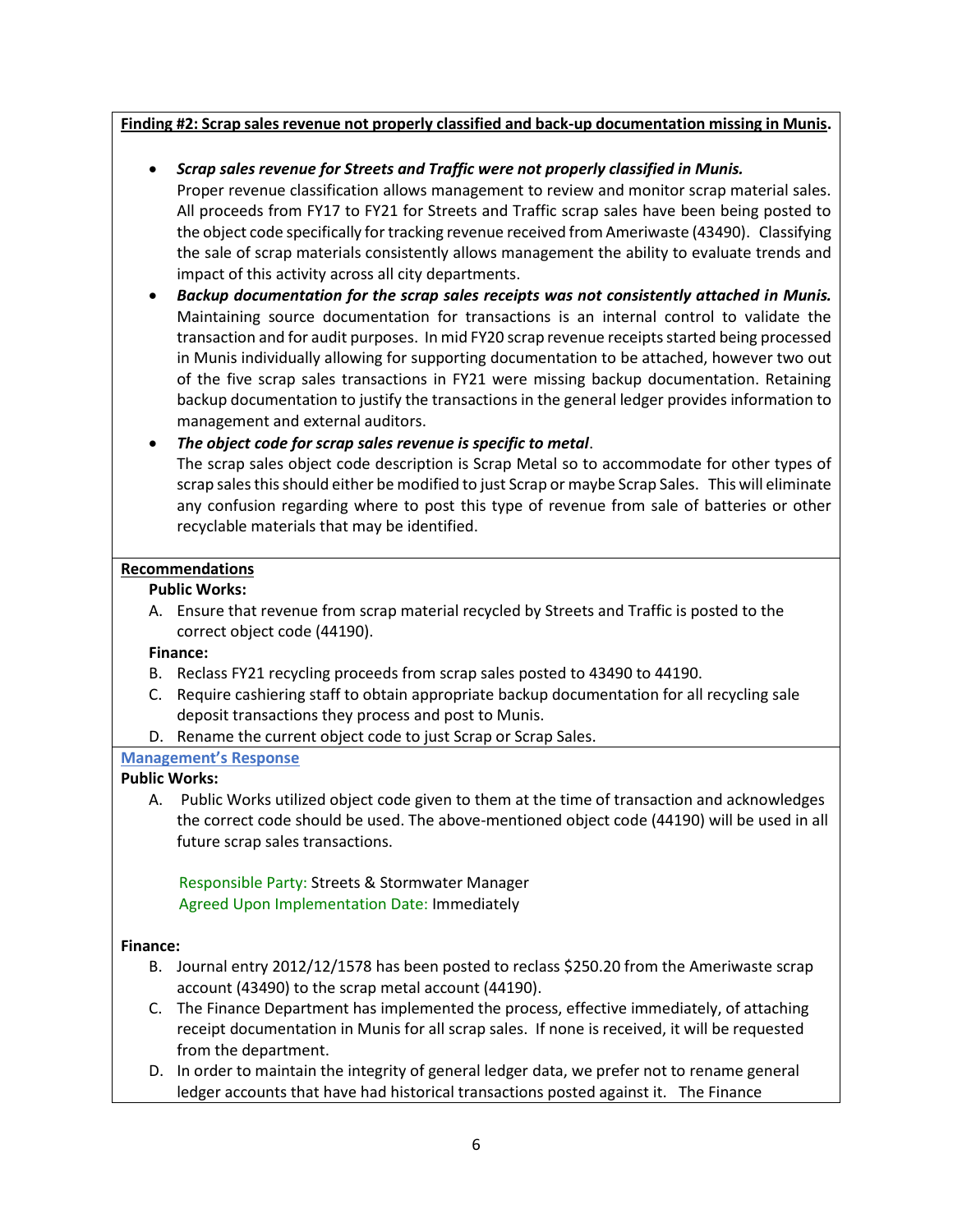**<u>Finding #2: Scrap sales revenue not properly classified and back-up documentation missing in Munis</u>.**

- ***Scrap sales revenue for Streets and Traffic were not properly classified in Munis.***
  Proper revenue classification allows management to review and monitor scrap material sales. All proceeds from FY17 to FY21 for Streets and Traffic scrap sales have been being posted to the object code specifically for tracking revenue received from Ameriwaste (43490). Classifying the sale of scrap materials consistently allows management the ability to evaluate trends and impact of this activity across all city departments.
- ***Backup documentation for the scrap sales receipts was not consistently attached in Munis.***
  Maintaining source documentation for transactions is an internal control to validate the transaction and for audit purposes. In mid FY20 scrap revenue receipts started being processed in Munis individually allowing for supporting documentation to be attached, however two out of the five scrap sales transactions in FY21 were missing backup documentation. Retaining backup documentation to justify the transactions in the general ledger provides information to management and external auditors.
- ***The object code for scrap sales revenue is specific to metal***.
  The scrap sales object code description is Scrap Metal so to accommodate for other types of scrap sales this should either be modified to just Scrap or maybe Scrap Sales. This will eliminate any confusion regarding where to post this type of revenue from sale of batteries or other recyclable materials that may be identified.

**<u>Recommendations</u>**

**Public Works:**

A. Ensure that revenue from scrap material recycled by Streets and Traffic is posted to the correct object code (44190).

**Finance:**

B. Reclass FY21 recycling proceeds from scrap sales posted to 43490 to 44190.
C. Require cashiering staff to obtain appropriate backup documentation for all recycling sale deposit transactions they process and post to Munis.
D. Rename the current object code to just Scrap or Scrap Sales.

**<u>Management's Response</u>**

**Public Works:**

A. Public Works utilized object code given to them at the time of transaction and acknowledges the correct code should be used. The above-mentioned object code (44190) will be used in all future scrap sales transactions.

   Responsible Party: Streets & Stormwater Manager
   Agreed Upon Implementation Date: Immediately

**Finance:**

B. Journal entry 2012/12/1578 has been posted to reclass $250.20 from the Ameriwaste scrap account (43490) to the scrap metal account (44190).
C. The Finance Department has implemented the process, effective immediately, of attaching receipt documentation in Munis for all scrap sales. If none is received, it will be requested from the department.
D. In order to maintain the integrity of general ledger data, we prefer not to rename general ledger accounts that have had historical transactions posted against it. The Finance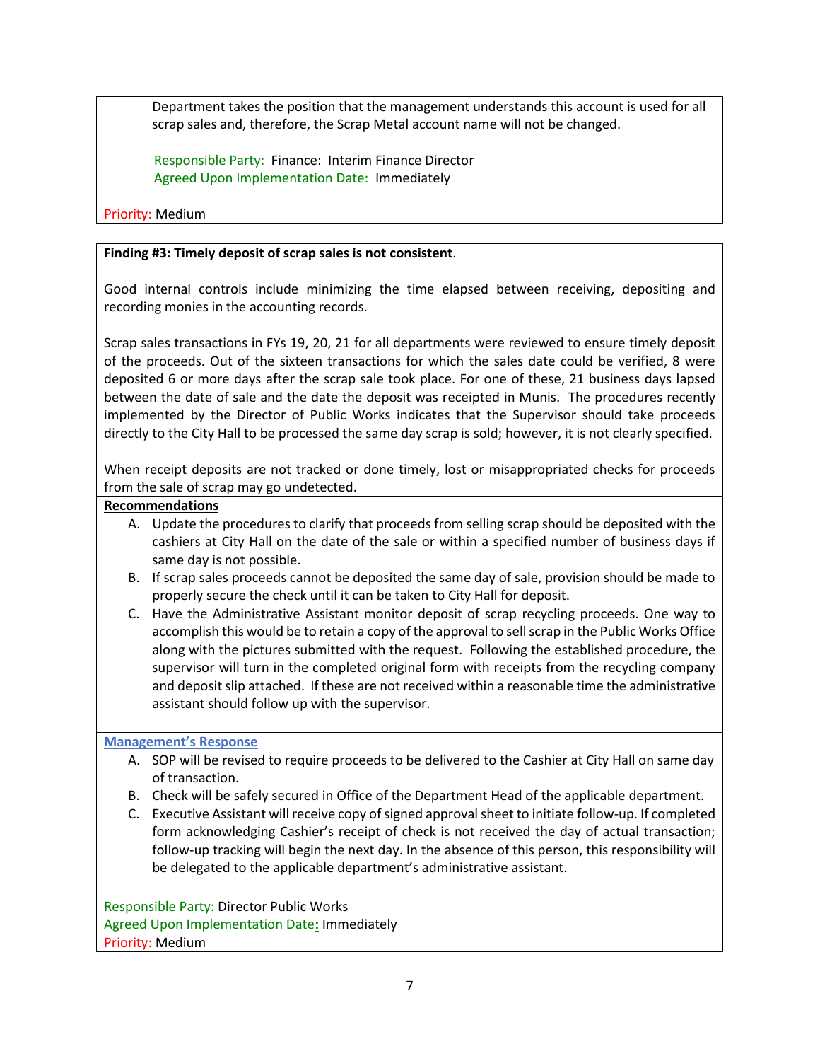Department takes the position that the management understands this account is used for all scrap sales and, therefore, the Scrap Metal account name will not be changed.

Responsible Party: Finance: Interim Finance Director
Agreed Upon Implementation Date: Immediately

Priority: Medium

**Finding #3: Timely deposit of scrap sales is not consistent**.

Good internal controls include minimizing the time elapsed between receiving, depositing and recording monies in the accounting records.

Scrap sales transactions in FYs 19, 20, 21 for all departments were reviewed to ensure timely deposit of the proceeds. Out of the sixteen transactions for which the sales date could be verified, 8 were deposited 6 or more days after the scrap sale took place. For one of these, 21 business days lapsed between the date of sale and the date the deposit was receipted in Munis. The procedures recently implemented by the Director of Public Works indicates that the Supervisor should take proceeds directly to the City Hall to be processed the same day scrap is sold; however, it is not clearly specified.

When receipt deposits are not tracked or done timely, lost or misappropriated checks for proceeds from the sale of scrap may go undetected.

**Recommendations**

A. Update the procedures to clarify that proceeds from selling scrap should be deposited with the cashiers at City Hall on the date of the sale or within a specified number of business days if same day is not possible.
B. If scrap sales proceeds cannot be deposited the same day of sale, provision should be made to properly secure the check until it can be taken to City Hall for deposit.
C. Have the Administrative Assistant monitor deposit of scrap recycling proceeds. One way to accomplish this would be to retain a copy of the approval to sell scrap in the Public Works Office along with the pictures submitted with the request. Following the established procedure, the supervisor will turn in the completed original form with receipts from the recycling company and deposit slip attached. If these are not received within a reasonable time the administrative assistant should follow up with the supervisor.

**Management's Response**

A. SOP will be revised to require proceeds to be delivered to the Cashier at City Hall on same day of transaction.
B. Check will be safely secured in Office of the Department Head of the applicable department.
C. Executive Assistant will receive copy of signed approval sheet to initiate follow-up. If completed form acknowledging Cashier's receipt of check is not received the day of actual transaction; follow-up tracking will begin the next day. In the absence of this person, this responsibility will be delegated to the applicable department's administrative assistant.

Responsible Party: Director Public Works
Agreed Upon Implementation Date: Immediately
Priority: Medium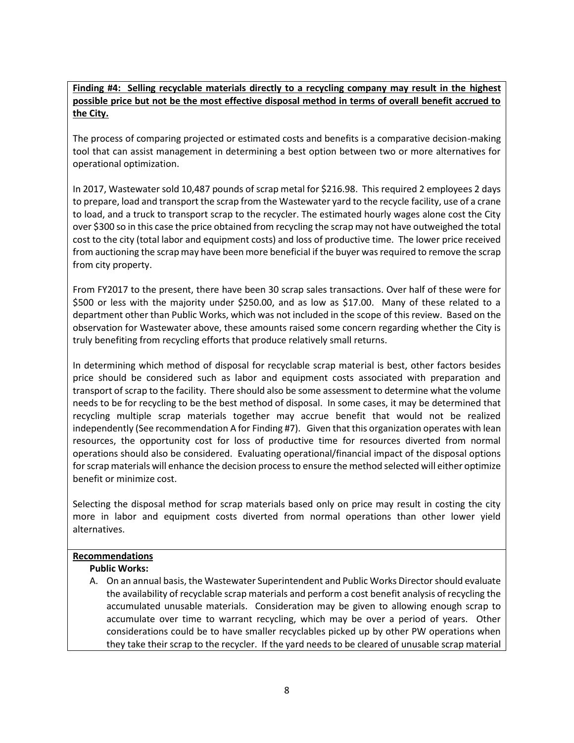**Finding #4: Selling recyclable materials directly to a recycling company may result in the highest possible price but not be the most effective disposal method in terms of overall benefit accrued to the City.**

The process of comparing projected or estimated costs and benefits is a comparative decision-making tool that can assist management in determining a best option between two or more alternatives for operational optimization.

In 2017, Wastewater sold 10,487 pounds of scrap metal for $216.98. This required 2 employees 2 days to prepare, load and transport the scrap from the Wastewater yard to the recycle facility, use of a crane to load, and a truck to transport scrap to the recycler. The estimated hourly wages alone cost the City over $300 so in this case the price obtained from recycling the scrap may not have outweighed the total cost to the city (total labor and equipment costs) and loss of productive time. The lower price received from auctioning the scrap may have been more beneficial if the buyer was required to remove the scrap from city property.

From FY2017 to the present, there have been 30 scrap sales transactions. Over half of these were for $500 or less with the majority under $250.00, and as low as $17.00. Many of these related to a department other than Public Works, which was not included in the scope of this review. Based on the observation for Wastewater above, these amounts raised some concern regarding whether the City is truly benefiting from recycling efforts that produce relatively small returns.

In determining which method of disposal for recyclable scrap material is best, other factors besides price should be considered such as labor and equipment costs associated with preparation and transport of scrap to the facility. There should also be some assessment to determine what the volume needs to be for recycling to be the best method of disposal. In some cases, it may be determined that recycling multiple scrap materials together may accrue benefit that would not be realized independently (See recommendation A for Finding #7). Given that this organization operates with lean resources, the opportunity cost for loss of productive time for resources diverted from normal operations should also be considered. Evaluating operational/financial impact of the disposal options for scrap materials will enhance the decision process to ensure the method selected will either optimize benefit or minimize cost.

Selecting the disposal method for scrap materials based only on price may result in costing the city more in labor and equipment costs diverted from normal operations than other lower yield alternatives.

**Recommendations**

**Public Works:**

A. On an annual basis, the Wastewater Superintendent and Public Works Director should evaluate the availability of recyclable scrap materials and perform a cost benefit analysis of recycling the accumulated unusable materials. Consideration may be given to allowing enough scrap to accumulate over time to warrant recycling, which may be over a period of years. Other considerations could be to have smaller recyclables picked up by other PW operations when they take their scrap to the recycler. If the yard needs to be cleared of unusable scrap material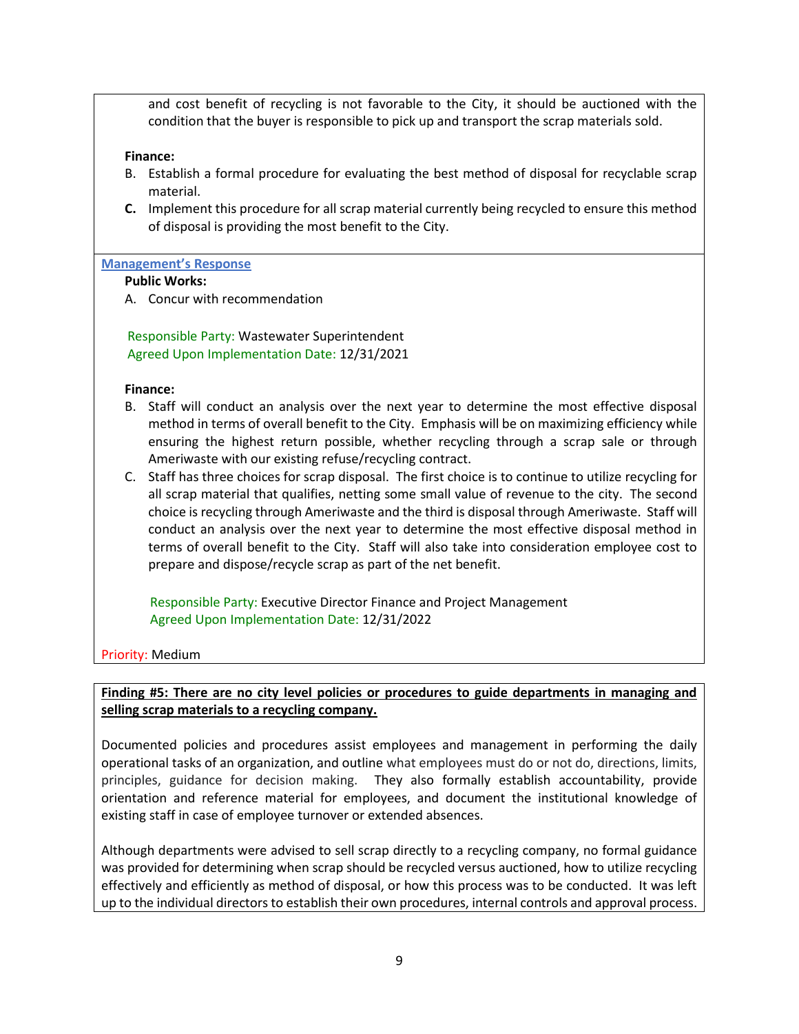and cost benefit of recycling is not favorable to the City, it should be auctioned with the condition that the buyer is responsible to pick up and transport the scrap materials sold.

**Finance:**

B. Establish a formal procedure for evaluating the best method of disposal for recyclable scrap material.

**C.** Implement this procedure for all scrap material currently being recycled to ensure this method of disposal is providing the most benefit to the City.

**Management's Response**

**Public Works:**

A. Concur with recommendation

Responsible Party: Wastewater Superintendent
Agreed Upon Implementation Date: 12/31/2021

**Finance:**

B. Staff will conduct an analysis over the next year to determine the most effective disposal method in terms of overall benefit to the City. Emphasis will be on maximizing efficiency while ensuring the highest return possible, whether recycling through a scrap sale or through Ameriwaste with our existing refuse/recycling contract.

C. Staff has three choices for scrap disposal. The first choice is to continue to utilize recycling for all scrap material that qualifies, netting some small value of revenue to the city. The second choice is recycling through Ameriwaste and the third is disposal through Ameriwaste. Staff will conduct an analysis over the next year to determine the most effective disposal method in terms of overall benefit to the City. Staff will also take into consideration employee cost to prepare and dispose/recycle scrap as part of the net benefit.

Responsible Party: Executive Director Finance and Project Management
Agreed Upon Implementation Date: 12/31/2022

Priority: Medium

**Finding #5: There are no city level policies or procedures to guide departments in managing and selling scrap materials to a recycling company.**

Documented policies and procedures assist employees and management in performing the daily operational tasks of an organization, and outline what employees must do or not do, directions, limits, principles, guidance for decision making. They also formally establish accountability, provide orientation and reference material for employees, and document the institutional knowledge of existing staff in case of employee turnover or extended absences.

Although departments were advised to sell scrap directly to a recycling company, no formal guidance was provided for determining when scrap should be recycled versus auctioned, how to utilize recycling effectively and efficiently as method of disposal, or how this process was to be conducted. It was left up to the individual directors to establish their own procedures, internal controls and approval process.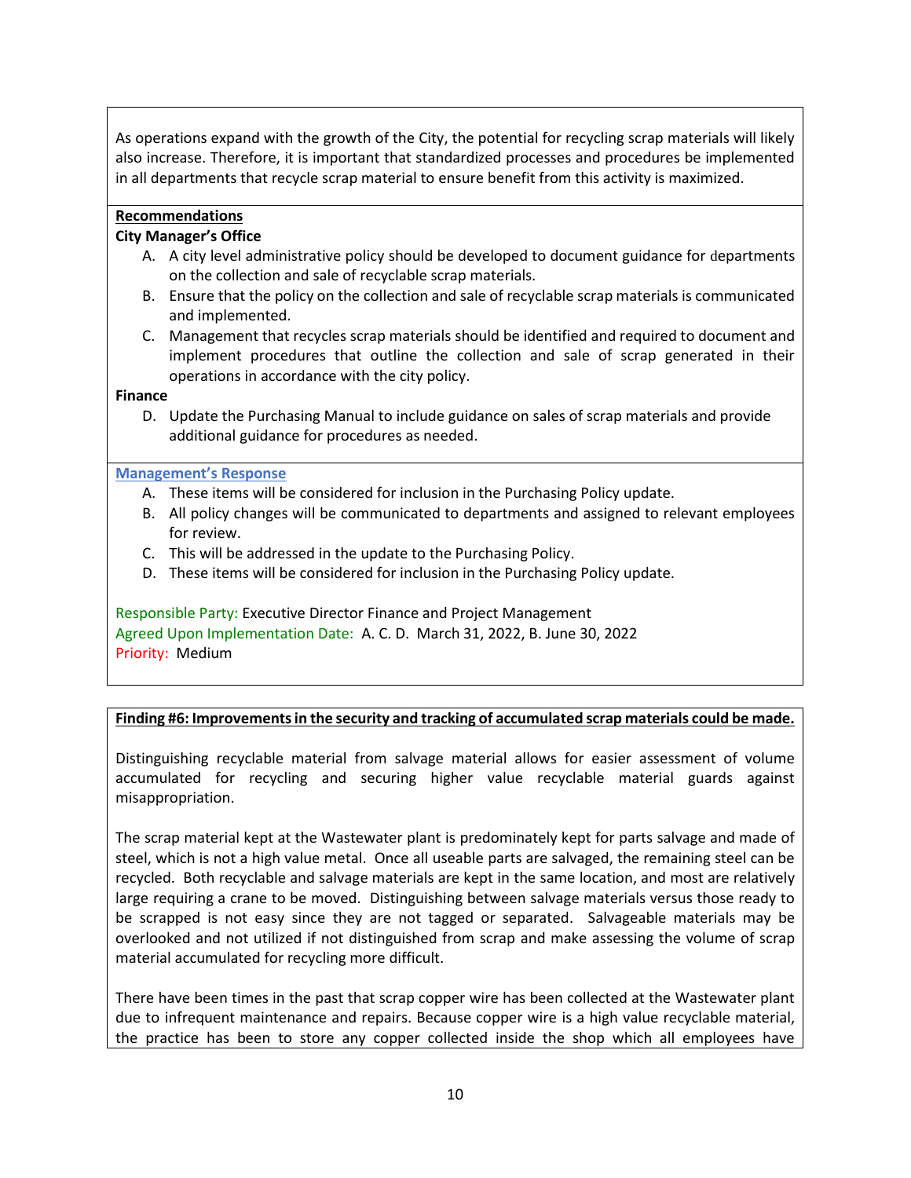As operations expand with the growth of the City, the potential for recycling scrap materials will likely also increase. Therefore, it is important that standardized processes and procedures be implemented in all departments that recycle scrap material to ensure benefit from this activity is maximized.

**Recommendations**

**City Manager's Office**

A. A city level administrative policy should be developed to document guidance for departments on the collection and sale of recyclable scrap materials.
B. Ensure that the policy on the collection and sale of recyclable scrap materials is communicated and implemented.
C. Management that recycles scrap materials should be identified and required to document and implement procedures that outline the collection and sale of scrap generated in their operations in accordance with the city policy.

**Finance**

D. Update the Purchasing Manual to include guidance on sales of scrap materials and provide additional guidance for procedures as needed.

**Management's Response**

A. These items will be considered for inclusion in the Purchasing Policy update.
B. All policy changes will be communicated to departments and assigned to relevant employees for review.
C. This will be addressed in the update to the Purchasing Policy.
D. These items will be considered for inclusion in the Purchasing Policy update.

Responsible Party: Executive Director Finance and Project Management
Agreed Upon Implementation Date: A. C. D. March 31, 2022, B. June 30, 2022
Priority: Medium

**Finding #6: Improvements in the security and tracking of accumulated scrap materials could be made.**

Distinguishing recyclable material from salvage material allows for easier assessment of volume accumulated for recycling and securing higher value recyclable material guards against misappropriation.

The scrap material kept at the Wastewater plant is predominately kept for parts salvage and made of steel, which is not a high value metal. Once all useable parts are salvaged, the remaining steel can be recycled. Both recyclable and salvage materials are kept in the same location, and most are relatively large requiring a crane to be moved. Distinguishing between salvage materials versus those ready to be scrapped is not easy since they are not tagged or separated. Salvageable materials may be overlooked and not utilized if not distinguished from scrap and make assessing the volume of scrap material accumulated for recycling more difficult.

There have been times in the past that scrap copper wire has been collected at the Wastewater plant due to infrequent maintenance and repairs. Because copper wire is a high value recyclable material, the practice has been to store any copper collected inside the shop which all employees have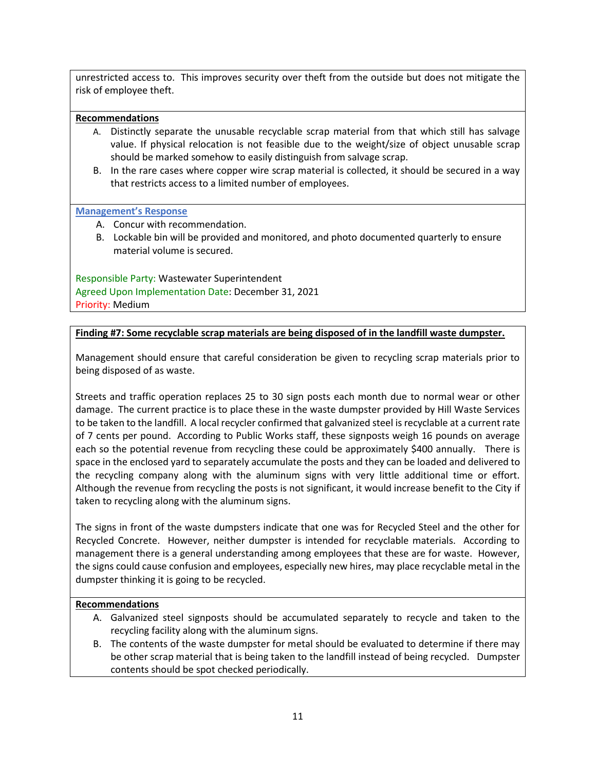unrestricted access to. This improves security over theft from the outside but does not mitigate the risk of employee theft.

**Recommendations**

A. Distinctly separate the unusable recyclable scrap material from that which still has salvage value. If physical relocation is not feasible due to the weight/size of object unusable scrap should be marked somehow to easily distinguish from salvage scrap.
B. In the rare cases where copper wire scrap material is collected, it should be secured in a way that restricts access to a limited number of employees.

**Management's Response**

A. Concur with recommendation.
B. Lockable bin will be provided and monitored, and photo documented quarterly to ensure material volume is secured.

Responsible Party: Wastewater Superintendent
Agreed Upon Implementation Date: December 31, 2021
Priority: Medium

**Finding #7: Some recyclable scrap materials are being disposed of in the landfill waste dumpster.**

Management should ensure that careful consideration be given to recycling scrap materials prior to being disposed of as waste.

Streets and traffic operation replaces 25 to 30 sign posts each month due to normal wear or other damage. The current practice is to place these in the waste dumpster provided by Hill Waste Services to be taken to the landfill. A local recycler confirmed that galvanized steel is recyclable at a current rate of 7 cents per pound. According to Public Works staff, these signposts weigh 16 pounds on average each so the potential revenue from recycling these could be approximately $400 annually. There is space in the enclosed yard to separately accumulate the posts and they can be loaded and delivered to the recycling company along with the aluminum signs with very little additional time or effort. Although the revenue from recycling the posts is not significant, it would increase benefit to the City if taken to recycling along with the aluminum signs.

The signs in front of the waste dumpsters indicate that one was for Recycled Steel and the other for Recycled Concrete. However, neither dumpster is intended for recyclable materials. According to management there is a general understanding among employees that these are for waste. However, the signs could cause confusion and employees, especially new hires, may place recyclable metal in the dumpster thinking it is going to be recycled.

**Recommendations**

A. Galvanized steel signposts should be accumulated separately to recycle and taken to the recycling facility along with the aluminum signs.
B. The contents of the waste dumpster for metal should be evaluated to determine if there may be other scrap material that is being taken to the landfill instead of being recycled. Dumpster contents should be spot checked periodically.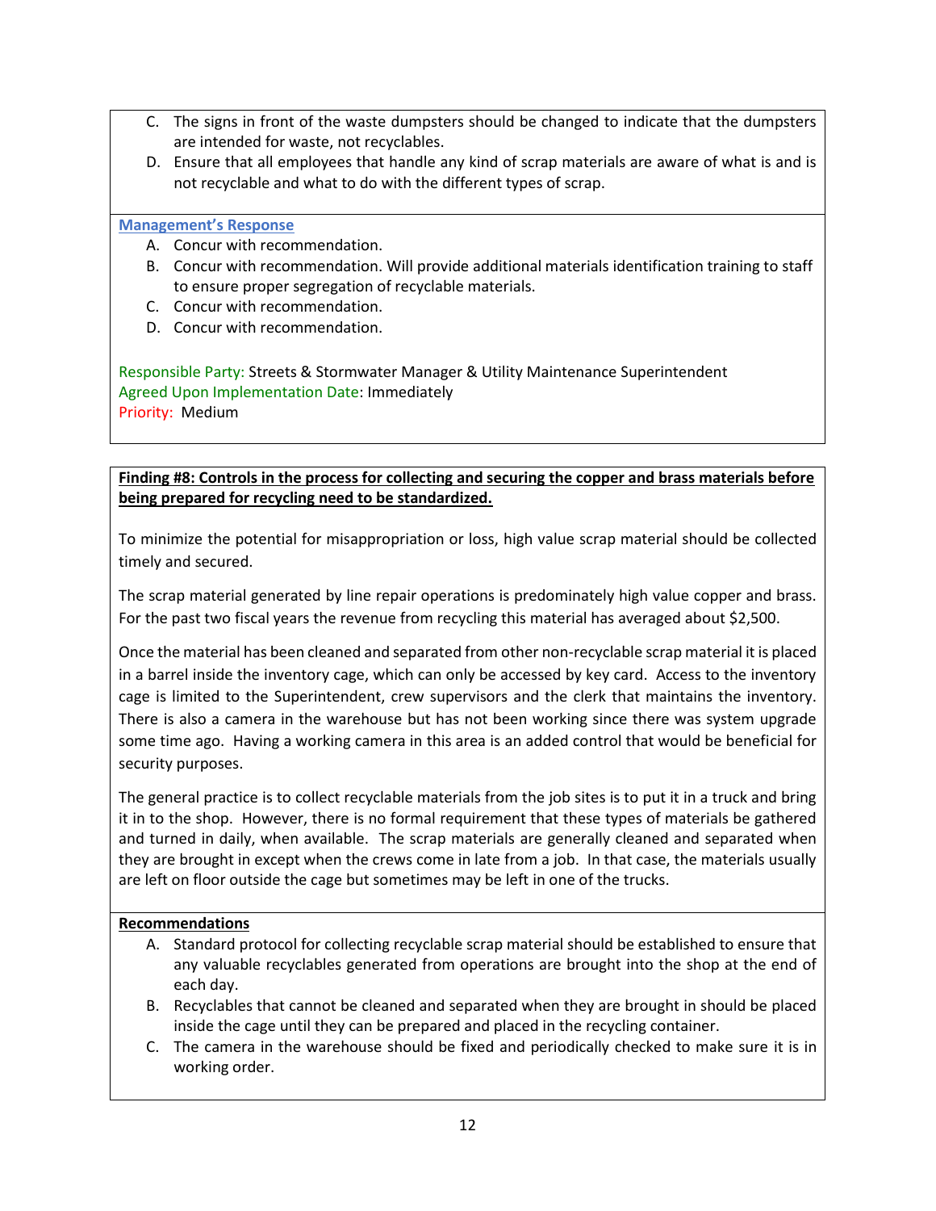C. The signs in front of the waste dumpsters should be changed to indicate that the dumpsters are intended for waste, not recyclables.

D. Ensure that all employees that handle any kind of scrap materials are aware of what is and is not recyclable and what to do with the different types of scrap.

**Management's Response**

A. Concur with recommendation.

B. Concur with recommendation. Will provide additional materials identification training to staff to ensure proper segregation of recyclable materials.

C. Concur with recommendation.

D. Concur with recommendation.

Responsible Party: Streets & Stormwater Manager & Utility Maintenance Superintendent
Agreed Upon Implementation Date: Immediately
Priority: Medium

**Finding #8: Controls in the process for collecting and securing the copper and brass materials before being prepared for recycling need to be standardized.**

To minimize the potential for misappropriation or loss, high value scrap material should be collected timely and secured.

The scrap material generated by line repair operations is predominately high value copper and brass. For the past two fiscal years the revenue from recycling this material has averaged about $2,500.

Once the material has been cleaned and separated from other non-recyclable scrap material it is placed in a barrel inside the inventory cage, which can only be accessed by key card. Access to the inventory cage is limited to the Superintendent, crew supervisors and the clerk that maintains the inventory. There is also a camera in the warehouse but has not been working since there was system upgrade some time ago. Having a working camera in this area is an added control that would be beneficial for security purposes.

The general practice is to collect recyclable materials from the job sites is to put it in a truck and bring it in to the shop. However, there is no formal requirement that these types of materials be gathered and turned in daily, when available. The scrap materials are generally cleaned and separated when they are brought in except when the crews come in late from a job. In that case, the materials usually are left on floor outside the cage but sometimes may be left in one of the trucks.

**Recommendations**

A. Standard protocol for collecting recyclable scrap material should be established to ensure that any valuable recyclables generated from operations are brought into the shop at the end of each day.

B. Recyclables that cannot be cleaned and separated when they are brought in should be placed inside the cage until they can be prepared and placed in the recycling container.

C. The camera in the warehouse should be fixed and periodically checked to make sure it is in working order.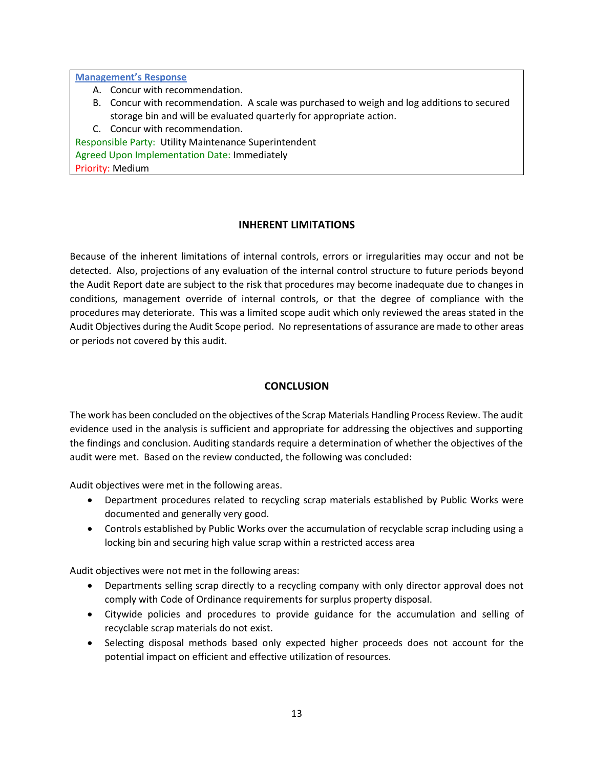**Management's Response**

A. Concur with recommendation.
B. Concur with recommendation. A scale was purchased to weigh and log additions to secured storage bin and will be evaluated quarterly for appropriate action.
C. Concur with recommendation.

Responsible Party: Utility Maintenance Superintendent
Agreed Upon Implementation Date: Immediately
Priority: Medium

## INHERENT LIMITATIONS

Because of the inherent limitations of internal controls, errors or irregularities may occur and not be detected. Also, projections of any evaluation of the internal control structure to future periods beyond the Audit Report date are subject to the risk that procedures may become inadequate due to changes in conditions, management override of internal controls, or that the degree of compliance with the procedures may deteriorate. This was a limited scope audit which only reviewed the areas stated in the Audit Objectives during the Audit Scope period. No representations of assurance are made to other areas or periods not covered by this audit.

## CONCLUSION

The work has been concluded on the objectives of the Scrap Materials Handling Process Review. The audit evidence used in the analysis is sufficient and appropriate for addressing the objectives and supporting the findings and conclusion. Auditing standards require a determination of whether the objectives of the audit were met. Based on the review conducted, the following was concluded:

Audit objectives were met in the following areas.

- Department procedures related to recycling scrap materials established by Public Works were documented and generally very good.
- Controls established by Public Works over the accumulation of recyclable scrap including using a locking bin and securing high value scrap within a restricted access area

Audit objectives were not met in the following areas:

- Departments selling scrap directly to a recycling company with only director approval does not comply with Code of Ordinance requirements for surplus property disposal.
- Citywide policies and procedures to provide guidance for the accumulation and selling of recyclable scrap materials do not exist.
- Selecting disposal methods based only expected higher proceeds does not account for the potential impact on efficient and effective utilization of resources.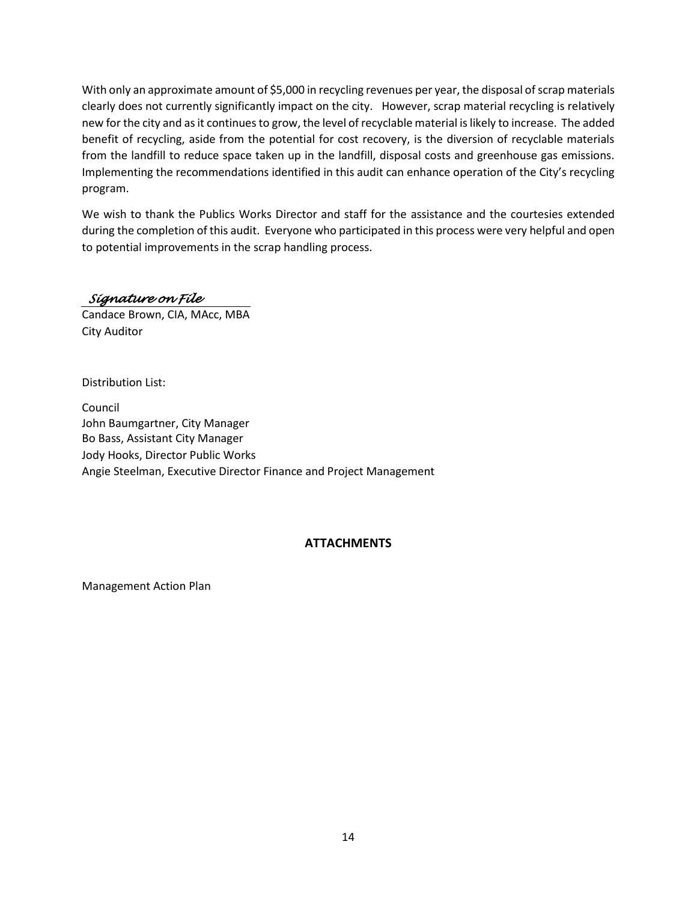With only an approximate amount of $5,000 in recycling revenues per year, the disposal of scrap materials clearly does not currently significantly impact on the city. However, scrap material recycling is relatively new for the city and as it continues to grow, the level of recyclable material is likely to increase. The added benefit of recycling, aside from the potential for cost recovery, is the diversion of recyclable materials from the landfill to reduce space taken up in the landfill, disposal costs and greenhouse gas emissions. Implementing the recommendations identified in this audit can enhance operation of the City's recycling program.

We wish to thank the Publics Works Director and staff for the assistance and the courtesies extended during the completion of this audit. Everyone who participated in this process were very helpful and open to potential improvements in the scrap handling process.

*Signature on File*

Candace Brown, CIA, MAcc, MBA
City Auditor

Distribution List:

Council
John Baumgartner, City Manager
Bo Bass, Assistant City Manager
Jody Hooks, Director Public Works
Angie Steelman, Executive Director Finance and Project Management

## ATTACHMENTS

Management Action Plan